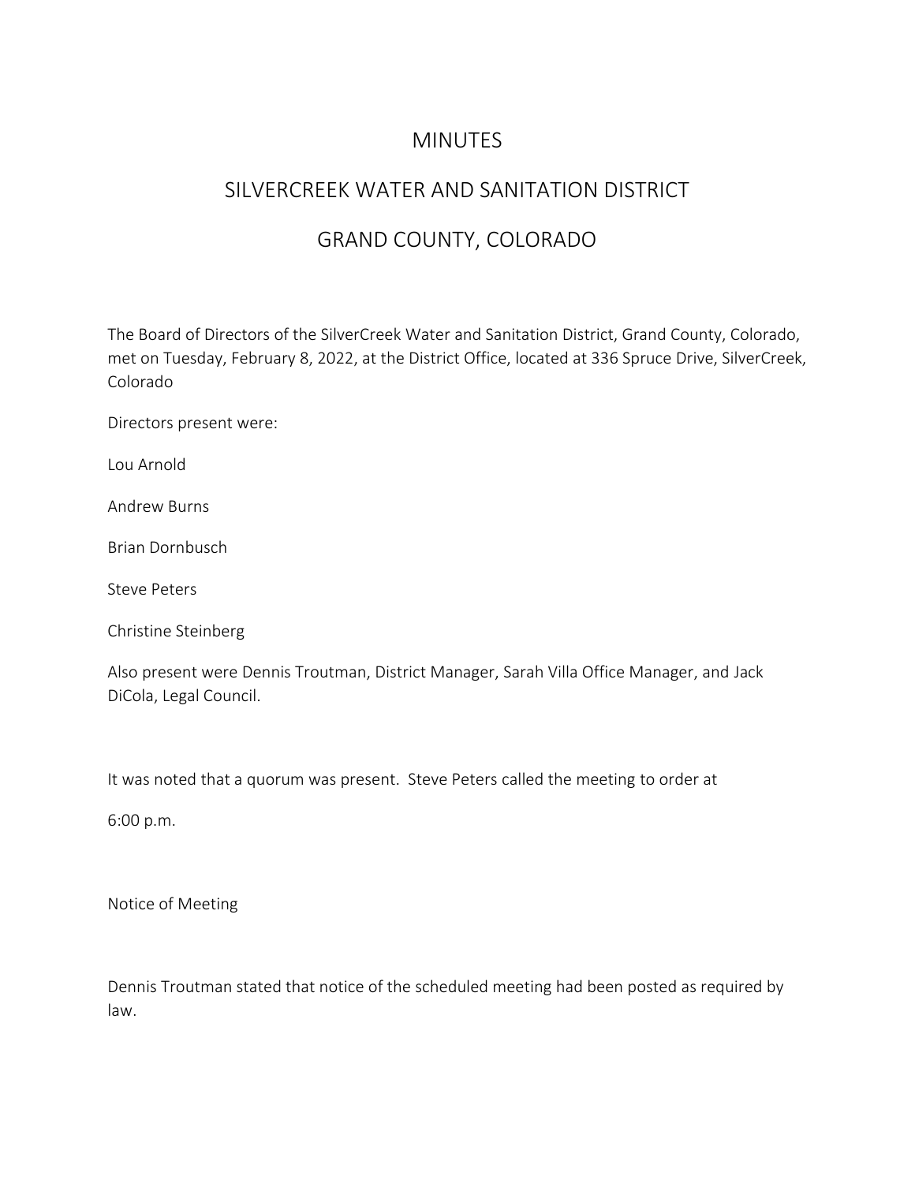# MINUTES

## SILVERCREEK WATER AND SANITATION DISTRICT

## GRAND COUNTY, COLORADO

The Board of Directors of the SilverCreek Water and Sanitation District, Grand County, Colorado, met on Tuesday, February 8, 2022, at the District Office, located at 336 Spruce Drive, SilverCreek, Colorado

Directors present were:

Lou Arnold

Andrew Burns

Brian Dornbusch

Steve Peters

Christine Steinberg

Also present were Dennis Troutman, District Manager, Sarah Villa Office Manager, and Jack DiCola, Legal Council.

It was noted that a quorum was present. Steve Peters called the meeting to order at

6:00 p.m.

Notice of Meeting

Dennis Troutman stated that notice of the scheduled meeting had been posted as required by law.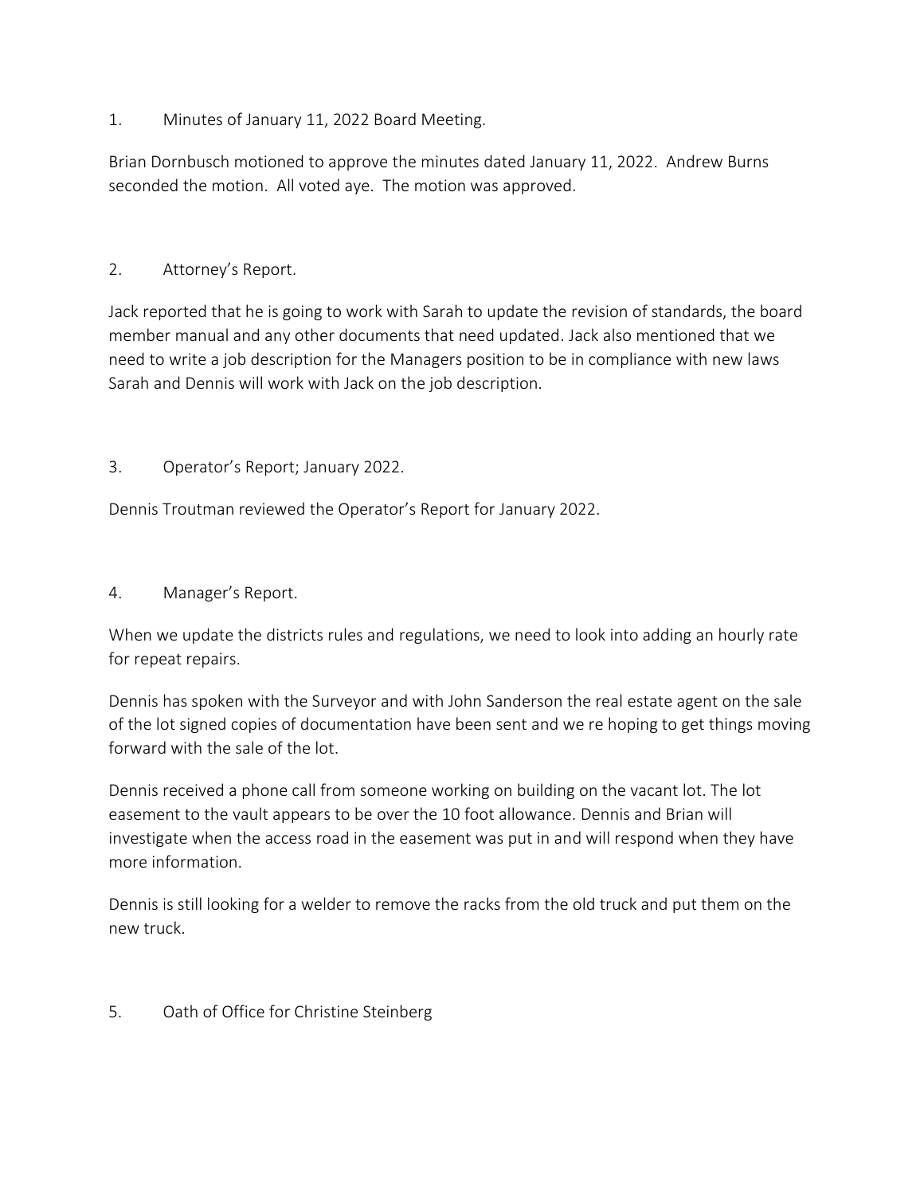1. Minutes of January 11, 2022 Board Meeting.

Brian Dornbusch motioned to approve the minutes dated January 11, 2022. Andrew Burns seconded the motion. All voted aye. The motion was approved.

2. Attorney's Report.

Jack reported that he is going to work with Sarah to update the revision of standards, the board member manual and any other documents that need updated. Jack also mentioned that we need to write a job description for the Managers position to be in compliance with new laws Sarah and Dennis will work with Jack on the job description.

3. Operator's Report; January 2022.

Dennis Troutman reviewed the Operator's Report for January 2022.

4. Manager's Report.

When we update the districts rules and regulations, we need to look into adding an hourly rate for repeat repairs.

Dennis has spoken with the Surveyor and with John Sanderson the real estate agent on the sale of the lot signed copies of documentation have been sent and we re hoping to get things moving forward with the sale of the lot.

Dennis received a phone call from someone working on building on the vacant lot. The lot easement to the vault appears to be over the 10 foot allowance. Dennis and Brian will investigate when the access road in the easement was put in and will respond when they have more information.

Dennis is still looking for a welder to remove the racks from the old truck and put them on the new truck.

5. Oath of Office for Christine Steinberg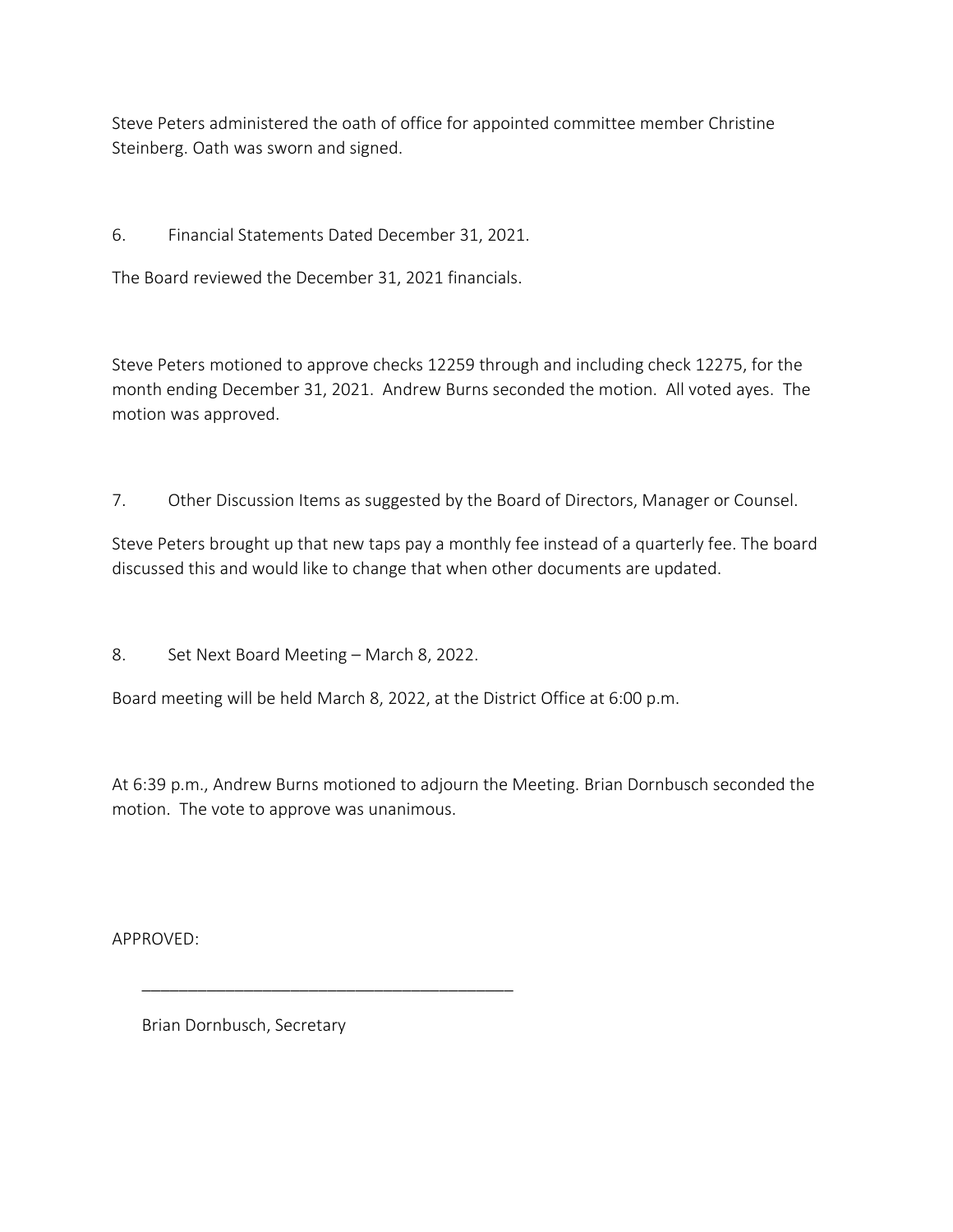Steve Peters administered the oath of office for appointed committee member Christine Steinberg. Oath was sworn and signed.

6. Financial Statements Dated December 31, 2021.

The Board reviewed the December 31, 2021 financials.

Steve Peters motioned to approve checks 12259 through and including check 12275, for the month ending December 31, 2021. Andrew Burns seconded the motion. All voted ayes. The motion was approved.

7. Other Discussion Items as suggested by the Board of Directors, Manager or Counsel.

Steve Peters brought up that new taps pay a monthly fee instead of a quarterly fee. The board discussed this and would like to change that when other documents are updated.

8. Set Next Board Meeting – March 8, 2022.

Board meeting will be held March 8, 2022, at the District Office at 6:00 p.m.

At 6:39 p.m., Andrew Burns motioned to adjourn the Meeting. Brian Dornbusch seconded the motion. The vote to approve was unanimous.

APPROVED:

\_\_\_\_\_\_\_\_\_\_\_\_\_\_\_\_\_\_\_\_\_\_\_\_\_\_\_\_\_\_\_\_\_\_\_\_\_\_\_\_

Brian Dornbusch, Secretary